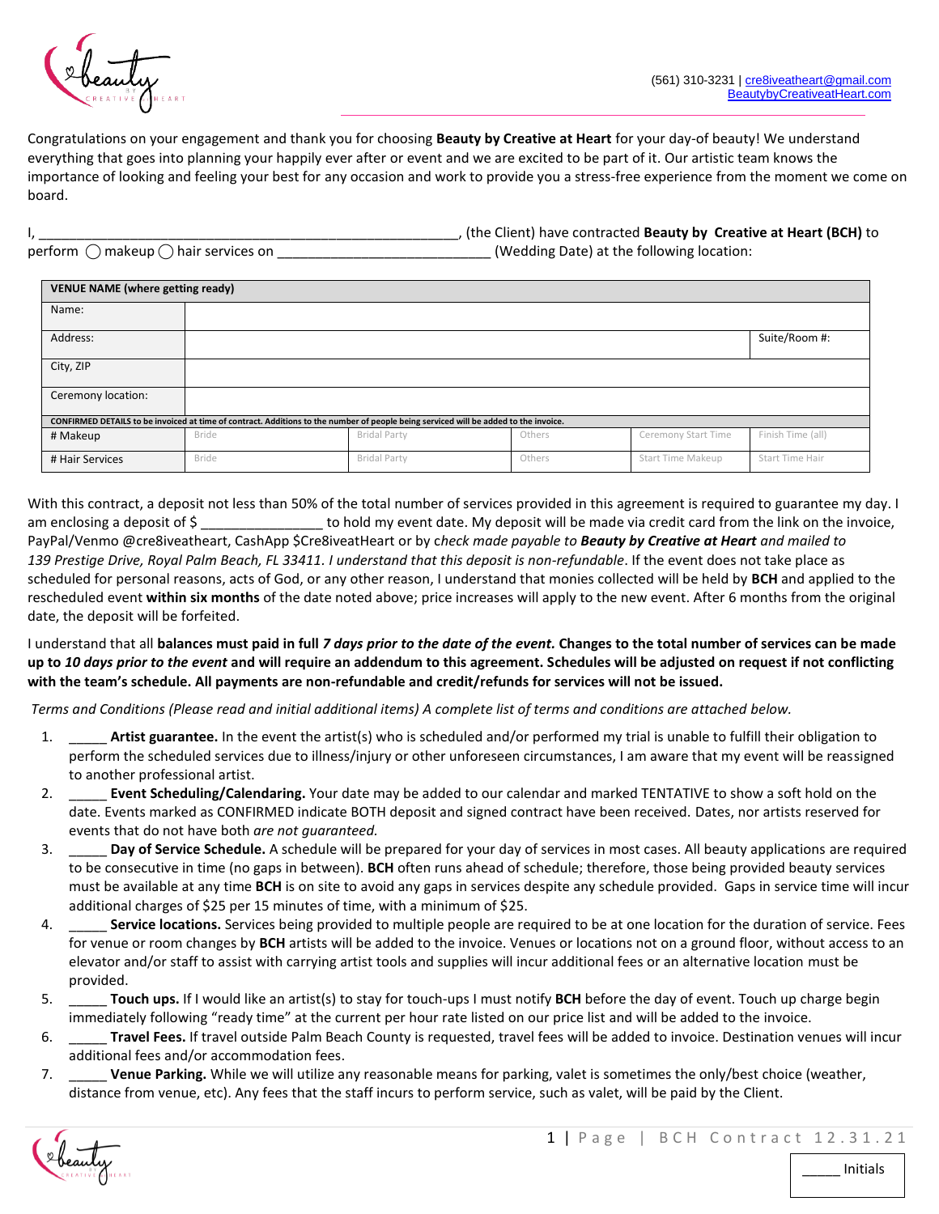(561) 310-3231 | cre8iveatheart@gmail.com
BeautybyCreativeatHeart.com

Congratulations on your engagement and thank you for choosing **Beauty by Creative at Heart** for your day-of beauty! We understand everything that goes into planning your happily ever after or event and we are excited to be part of it. Our artistic team knows the importance of looking and feeling your best for any occasion and work to provide you a stress-free experience from the moment we come on board.

I, ______________________________________________________, (the Client) have contracted **Beauty by Creative at Heart (BCH)** to perform ◯ makeup ◯ hair services on ___________________________ (Wedding Date) at the following location:

| VENUE NAME (where getting ready) | | | | | |
|---|---|---|---|---|---|
| Name: | | | | | |
| Address: | | | | Suite/Room #: | |
| City, ZIP | | | | | |
| Ceremony location: | | | | | |
| CONFIRMED DETAILS to be invoiced at time of contract. Additions to the number of people being serviced will be added to the invoice. | | | | | |
| # Makeup | Bride | Bridal Party | Others | Ceremony Start Time | Finish Time (all) |
| # Hair Services | Bride | Bridal Party | Others | Start Time Makeup | Start Time Hair |

With this contract, a deposit not less than 50% of the total number of services provided in this agreement is required to guarantee my day. I am enclosing a deposit of $ ________________ to hold my event date. My deposit will be made via credit card from the link on the invoice, PayPal/Venmo @cre8iveatheart, CashApp $Cre8iveatHeart or by c*heck made payable to* ***Beauty by Creative at Heart*** *and mailed to 139 Prestige Drive, Royal Palm Beach, FL 33411. I understand that this deposit is non-refundable*. If the event does not take place as scheduled for personal reasons, acts of God, or any other reason, I understand that monies collected will be held by **BCH** and applied to the rescheduled event **within six months** of the date noted above; price increases will apply to the new event. After 6 months from the original date, the deposit will be forfeited.

I understand that all **balances must paid in full** ***7 days prior to the date of the event.*** **Changes to the total number of services can be made up to** ***10 days prior to the event*** **and will require an addendum to this agreement. Schedules will be adjusted on request if not conflicting with the team's schedule. All payments are non-refundable and credit/refunds for services will not be issued.**

*Terms and Conditions (Please read and initial additional items) A complete list of terms and conditions are attached below.*

1. _____ **Artist guarantee.** In the event the artist(s) who is scheduled and/or performed my trial is unable to fulfill their obligation to perform the scheduled services due to illness/injury or other unforeseen circumstances, I am aware that my event will be reassigned to another professional artist.
2. _____ **Event Scheduling/Calendaring.** Your date may be added to our calendar and marked TENTATIVE to show a soft hold on the date. Events marked as CONFIRMED indicate BOTH deposit and signed contract have been received. Dates, nor artists reserved for events that do not have both *are not guaranteed.*
3. _____ **Day of Service Schedule.** A schedule will be prepared for your day of services in most cases. All beauty applications are required to be consecutive in time (no gaps in between). **BCH** often runs ahead of schedule; therefore, those being provided beauty services must be available at any time **BCH** is on site to avoid any gaps in services despite any schedule provided. Gaps in service time will incur additional charges of $25 per 15 minutes of time, with a minimum of $25.
4. _____ **Service locations.** Services being provided to multiple people are required to be at one location for the duration of service. Fees for venue or room changes by **BCH** artists will be added to the invoice. Venues or locations not on a ground floor, without access to an elevator and/or staff to assist with carrying artist tools and supplies will incur additional fees or an alternative location must be provided.
5. _____ **Touch ups.** If I would like an artist(s) to stay for touch-ups I must notify **BCH** before the day of event. Touch up charge begin immediately following "ready time" at the current per hour rate listed on our price list and will be added to the invoice.
6. _____ **Travel Fees.** If travel outside Palm Beach County is requested, travel fees will be added to invoice. Destination venues will incur additional fees and/or accommodation fees.
7. _____ **Venue Parking.** While we will utilize any reasonable means for parking, valet is sometimes the only/best choice (weather, distance from venue, etc). Any fees that the staff incurs to perform service, such as valet, will be paid by the Client.

_____ Initials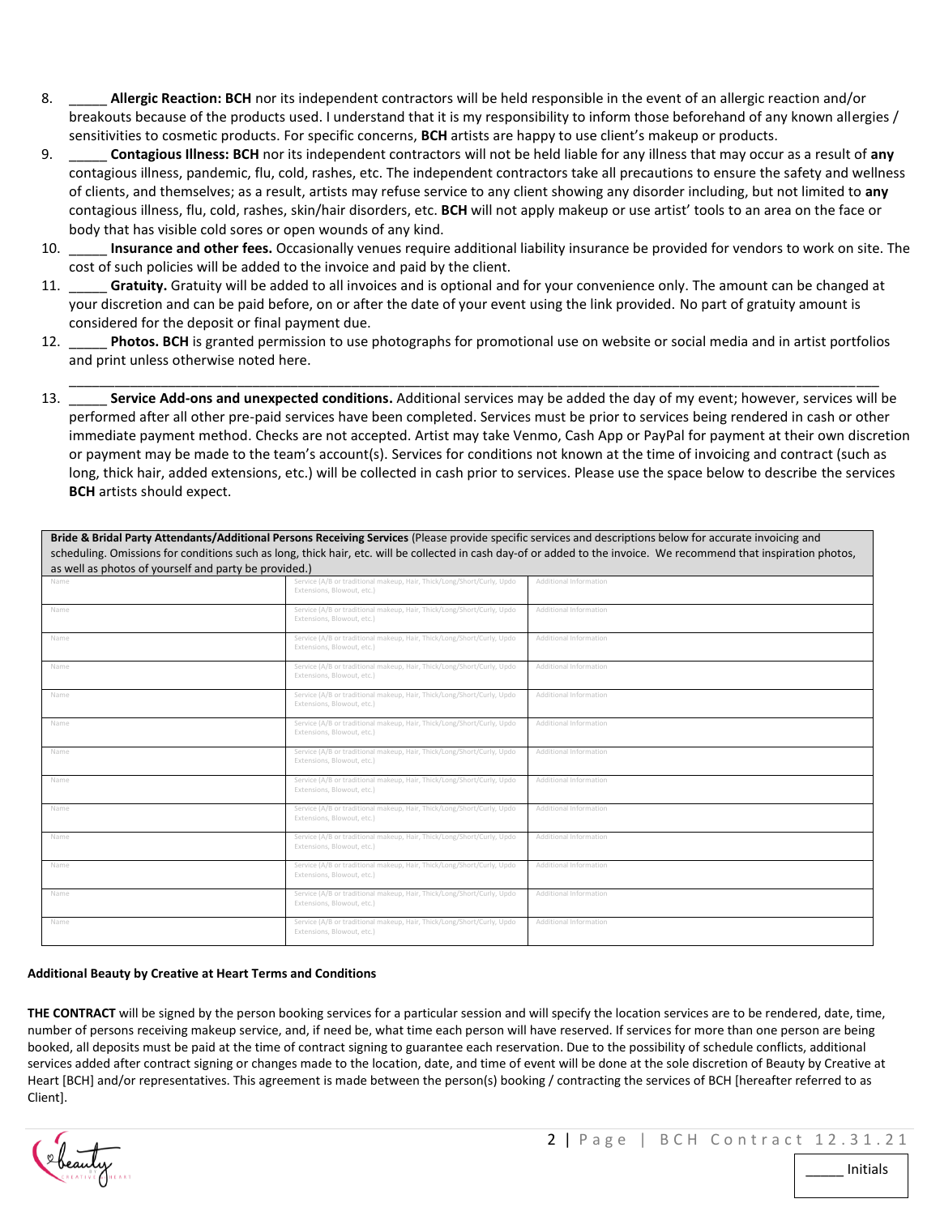8. _____ **Allergic Reaction: BCH** nor its independent contractors will be held responsible in the event of an allergic reaction and/or breakouts because of the products used. I understand that it is my responsibility to inform those beforehand of any known allergies / sensitivities to cosmetic products. For specific concerns, **BCH** artists are happy to use client's makeup or products.
9. _____ **Contagious Illness: BCH** nor its independent contractors will not be held liable for any illness that may occur as a result of **any** contagious illness, pandemic, flu, cold, rashes, etc. The independent contractors take all precautions to ensure the safety and wellness of clients, and themselves; as a result, artists may refuse service to any client showing any disorder including, but not limited to **any** contagious illness, flu, cold, rashes, skin/hair disorders, etc. **BCH** will not apply makeup or use artist' tools to an area on the face or body that has visible cold sores or open wounds of any kind.
10. _____ **Insurance and other fees.** Occasionally venues require additional liability insurance be provided for vendors to work on site. The cost of such policies will be added to the invoice and paid by the client.
11. _____ **Gratuity.** Gratuity will be added to all invoices and is optional and for your convenience only. The amount can be changed at your discretion and can be paid before, on or after the date of your event using the link provided. No part of gratuity amount is considered for the deposit or final payment due.
12. _____ **Photos. BCH** is granted permission to use photographs for promotional use on website or social media and in artist portfolios and print unless otherwise noted here.

    ____________________________________________________________________________________________________________
13. _____ **Service Add-ons and unexpected conditions.** Additional services may be added the day of my event; however, services will be performed after all other pre-paid services have been completed. Services must be prior to services being rendered in cash or other immediate payment method. Checks are not accepted. Artist may take Venmo, Cash App or PayPal for payment at their own discretion or payment may be made to the team's account(s). Services for conditions not known at the time of invoicing and contract (such as long, thick hair, added extensions, etc.) will be collected in cash prior to services. Please use the space below to describe the services **BCH** artists should expect.

**Bride & Bridal Party Attendants/Additional Persons Receiving Services** (Please provide specific services and descriptions below for accurate invoicing and scheduling. Omissions for conditions such as long, thick hair, etc. will be collected in cash day-of or added to the invoice. We recommend that inspiration photos, as well as photos of yourself and party be provided.)

| Name | Service (A/B or traditional makeup, Hair, Thick/Long/Short/Curly, Updo Extensions, Blowout, etc.) | Additional Information |
|---|---|---|
| Name | Service (A/B or traditional makeup, Hair, Thick/Long/Short/Curly, Updo Extensions, Blowout, etc.) | Additional Information |
| Name | Service (A/B or traditional makeup, Hair, Thick/Long/Short/Curly, Updo Extensions, Blowout, etc.) | Additional Information |
| Name | Service (A/B or traditional makeup, Hair, Thick/Long/Short/Curly, Updo Extensions, Blowout, etc.) | Additional Information |
| Name | Service (A/B or traditional makeup, Hair, Thick/Long/Short/Curly, Updo Extensions, Blowout, etc.) | Additional Information |
| Name | Service (A/B or traditional makeup, Hair, Thick/Long/Short/Curly, Updo Extensions, Blowout, etc.) | Additional Information |
| Name | Service (A/B or traditional makeup, Hair, Thick/Long/Short/Curly, Updo Extensions, Blowout, etc.) | Additional Information |
| Name | Service (A/B or traditional makeup, Hair, Thick/Long/Short/Curly, Updo Extensions, Blowout, etc.) | Additional Information |
| Name | Service (A/B or traditional makeup, Hair, Thick/Long/Short/Curly, Updo Extensions, Blowout, etc.) | Additional Information |
| Name | Service (A/B or traditional makeup, Hair, Thick/Long/Short/Curly, Updo Extensions, Blowout, etc.) | Additional Information |
| Name | Service (A/B or traditional makeup, Hair, Thick/Long/Short/Curly, Updo Extensions, Blowout, etc.) | Additional Information |
| Name | Service (A/B or traditional makeup, Hair, Thick/Long/Short/Curly, Updo Extensions, Blowout, etc.) | Additional Information |
| Name | Service (A/B or traditional makeup, Hair, Thick/Long/Short/Curly, Updo Extensions, Blowout, etc.) | Additional Information |

**Additional Beauty by Creative at Heart Terms and Conditions**

**THE CONTRACT** will be signed by the person booking services for a particular session and will specify the location services are to be rendered, date, time, number of persons receiving makeup service, and, if need be, what time each person will have reserved. If services for more than one person are being booked, all deposits must be paid at the time of contract signing to guarantee each reservation. Due to the possibility of schedule conflicts, additional services added after contract signing or changes made to the location, date, and time of event will be done at the sole discretion of Beauty by Creative at Heart [BCH] and/or representatives. This agreement is made between the person(s) booking / contracting the services of BCH [hereafter referred to as Client].

_____ Initials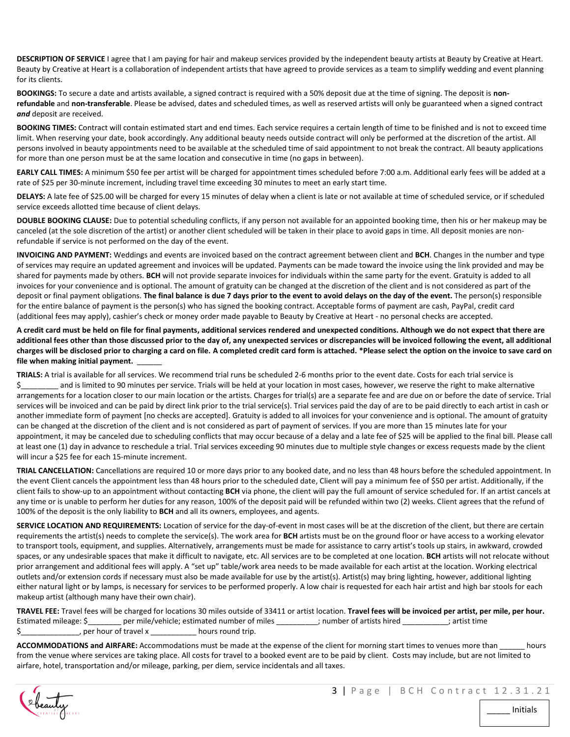**DESCRIPTION OF SERVICE** I agree that I am paying for hair and makeup services provided by the independent beauty artists at Beauty by Creative at Heart. Beauty by Creative at Heart is a collaboration of independent artists that have agreed to provide services as a team to simplify wedding and event planning for its clients.

**BOOKINGS:** To secure a date and artists available, a signed contract is required with a 50% deposit due at the time of signing. The deposit is **non-refundable** and **non-transferable**. Please be advised, dates and scheduled times, as well as reserved artists will only be guaranteed when a signed contract ***and*** deposit are received.

**BOOKING TIMES:** Contract will contain estimated start and end times. Each service requires a certain length of time to be finished and is not to exceed time limit. When reserving your date, book accordingly. Any additional beauty needs outside contract will only be performed at the discretion of the artist. All persons involved in beauty appointments need to be available at the scheduled time of said appointment to not break the contract. All beauty applications for more than one person must be at the same location and consecutive in time (no gaps in between).

**EARLY CALL TIMES:** A minimum $50 fee per artist will be charged for appointment times scheduled before 7:00 a.m. Additional early fees will be added at a rate of $25 per 30-minute increment, including travel time exceeding 30 minutes to meet an early start time.

**DELAYS:** A late fee of $25.00 will be charged for every 15 minutes of delay when a client is late or not available at time of scheduled service, or if scheduled service exceeds allotted time because of client delays.

**DOUBLE BOOKING CLAUSE:** Due to potential scheduling conflicts, if any person not available for an appointed booking time, then his or her makeup may be canceled (at the sole discretion of the artist) or another client scheduled will be taken in their place to avoid gaps in time. All deposit monies are non-refundable if service is not performed on the day of the event.

**INVOICING AND PAYMENT:** Weddings and events are invoiced based on the contract agreement between client and **BCH**. Changes in the number and type of services may require an updated agreement and invoices will be updated. Payments can be made toward the invoice using the link provided and may be shared for payments made by others. **BCH** will not provide separate invoices for individuals within the same party for the event. Gratuity is added to all invoices for your convenience and is optional. The amount of gratuity can be changed at the discretion of the client and is not considered as part of the deposit or final payment obligations. **The final balance is due 7 days prior to the event to avoid delays on the day of the event.** The person(s) responsible for the entire balance of payment is the person(s) who has signed the booking contract. Acceptable forms of payment are cash, PayPal, credit card (additional fees may apply), cashier's check or money order made payable to Beauty by Creative at Heart - no personal checks are accepted.

**A credit card must be held on file for final payments, additional services rendered and unexpected conditions. Although we do not expect that there are additional fees other than those discussed prior to the day of, any unexpected services or discrepancies will be invoiced following the event, all additional charges will be disclosed prior to charging a card on file. A completed credit card form is attached. *Please select the option on the invoice to save card on file when making initial payment.** ______

**TRIALS:** A trial is available for all services. We recommend trial runs be scheduled 2-6 months prior to the event date. Costs for each trial service is $_________ and is limited to 90 minutes per service. Trials will be held at your location in most cases, however, we reserve the right to make alternative arrangements for a location closer to our main location or the artists. Charges for trial(s) are a separate fee and are due on or before the date of service. Trial services will be invoiced and can be paid by direct link prior to the trial service(s). Trial services paid the day of are to be paid directly to each artist in cash or another immediate form of payment [no checks are accepted]. Gratuity is added to all invoices for your convenience and is optional. The amount of gratuity can be changed at the discretion of the client and is not considered as part of payment of services. If you are more than 15 minutes late for your appointment, it may be canceled due to scheduling conflicts that may occur because of a delay and a late fee of $25 will be applied to the final bill. Please call at least one (1) day in advance to reschedule a trial. Trial services exceeding 90 minutes due to multiple style changes or excess requests made by the client will incur a $25 fee for each 15-minute increment.

**TRIAL CANCELLATION:** Cancellations are required 10 or more days prior to any booked date, and no less than 48 hours before the scheduled appointment. In the event Client cancels the appointment less than 48 hours prior to the scheduled date, Client will pay a minimum fee of $50 per artist. Additionally, if the client fails to show-up to an appointment without contacting **BCH** via phone, the client will pay the full amount of service scheduled for. If an artist cancels at any time or is unable to perform her duties for any reason, 100% of the deposit paid will be refunded within two (2) weeks. Client agrees that the refund of 100% of the deposit is the only liability to **BCH** and all its owners, employees, and agents.

**SERVICE LOCATION AND REQUIREMENTS:** Location of service for the day-of-event in most cases will be at the discretion of the client, but there are certain requirements the artist(s) needs to complete the service(s). The work area for **BCH** artists must be on the ground floor or have access to a working elevator to transport tools, equipment, and supplies. Alternatively, arrangements must be made for assistance to carry artist's tools up stairs, in awkward, crowded spaces, or any undesirable spaces that make it difficult to navigate, etc. All services are to be completed at one location. **BCH** artists will not relocate without prior arrangement and additional fees will apply. A "set up" table/work area needs to be made available for each artist at the location. Working electrical outlets and/or extension cords if necessary must also be made available for use by the artist(s). Artist(s) may bring lighting, however, additional lighting either natural light or by lamps, is necessary for services to be performed properly. A low chair is requested for each hair artist and high bar stools for each makeup artist (although many have their own chair).

**TRAVEL FEE:** Travel fees will be charged for locations 30 miles outside of 33411 or artist location. **Travel fees will be invoiced per artist, per mile, per hour.** Estimated mileage: $________ per mile/vehicle; estimated number of miles __________; number of artists hired ___________; artist time $______________, per hour of travel x ___________ hours round trip.

**ACCOMMODATIONS and AIRFARE:** Accommodations must be made at the expense of the client for morning start times to venues more than ______ hours from the venue where services are taking place. All costs for travel to a booked event are to be paid by client. Costs may include, but are not limited to airfare, hotel, transportation and/or mileage, parking, per diem, service incidentals and all taxes.

_____ Initials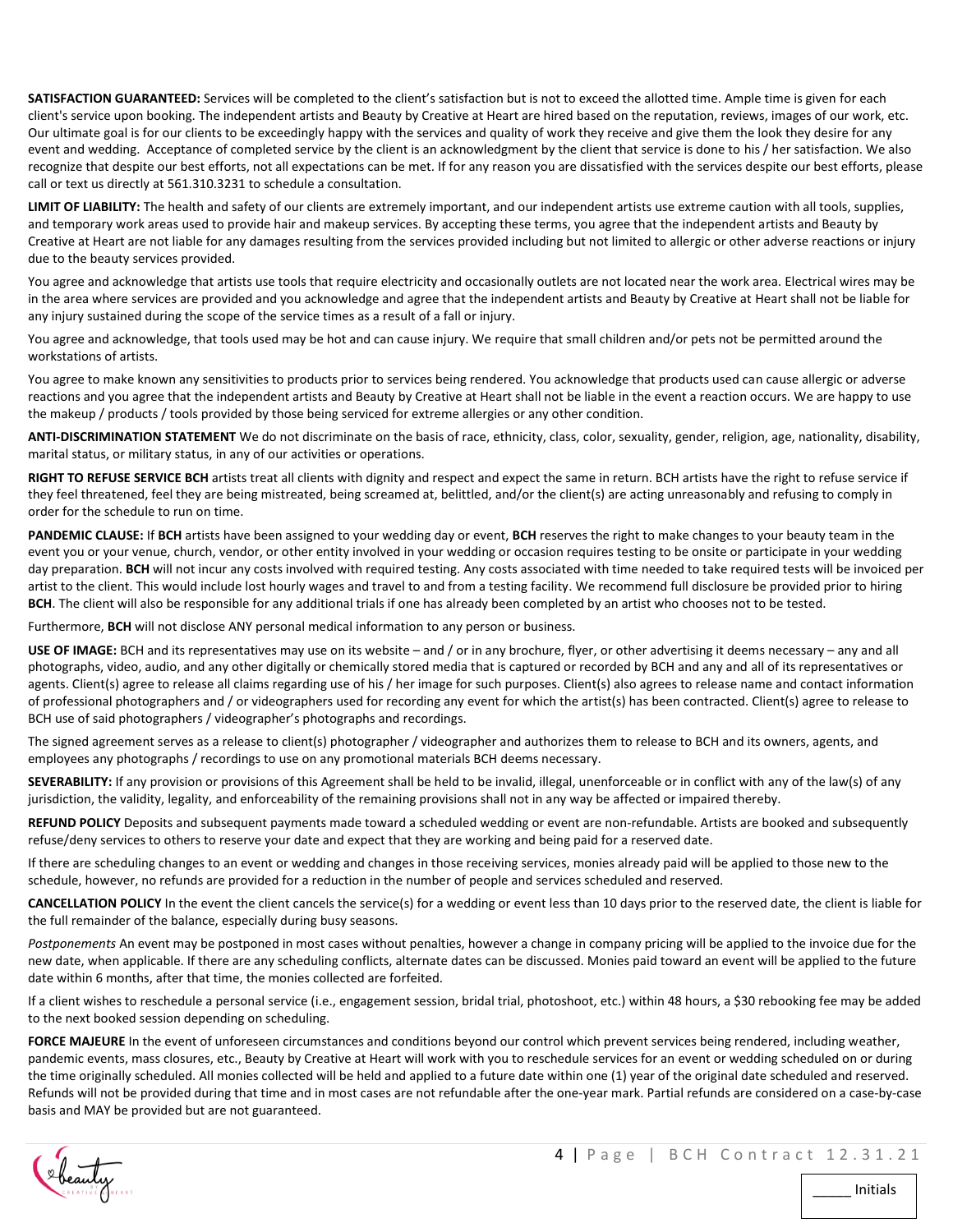**SATISFACTION GUARANTEED:** Services will be completed to the client's satisfaction but is not to exceed the allotted time. Ample time is given for each client's service upon booking. The independent artists and Beauty by Creative at Heart are hired based on the reputation, reviews, images of our work, etc. Our ultimate goal is for our clients to be exceedingly happy with the services and quality of work they receive and give them the look they desire for any event and wedding. Acceptance of completed service by the client is an acknowledgment by the client that service is done to his / her satisfaction. We also recognize that despite our best efforts, not all expectations can be met. If for any reason you are dissatisfied with the services despite our best efforts, please call or text us directly at 561.310.3231 to schedule a consultation.

**LIMIT OF LIABILITY:** The health and safety of our clients are extremely important, and our independent artists use extreme caution with all tools, supplies, and temporary work areas used to provide hair and makeup services. By accepting these terms, you agree that the independent artists and Beauty by Creative at Heart are not liable for any damages resulting from the services provided including but not limited to allergic or other adverse reactions or injury due to the beauty services provided.

You agree and acknowledge that artists use tools that require electricity and occasionally outlets are not located near the work area. Electrical wires may be in the area where services are provided and you acknowledge and agree that the independent artists and Beauty by Creative at Heart shall not be liable for any injury sustained during the scope of the service times as a result of a fall or injury.

You agree and acknowledge, that tools used may be hot and can cause injury. We require that small children and/or pets not be permitted around the workstations of artists.

You agree to make known any sensitivities to products prior to services being rendered. You acknowledge that products used can cause allergic or adverse reactions and you agree that the independent artists and Beauty by Creative at Heart shall not be liable in the event a reaction occurs. We are happy to use the makeup / products / tools provided by those being serviced for extreme allergies or any other condition.

**ANTI-DISCRIMINATION STATEMENT** We do not discriminate on the basis of race, ethnicity, class, color, sexuality, gender, religion, age, nationality, disability, marital status, or military status, in any of our activities or operations.

**RIGHT TO REFUSE SERVICE BCH** artists treat all clients with dignity and respect and expect the same in return. BCH artists have the right to refuse service if they feel threatened, feel they are being mistreated, being screamed at, belittled, and/or the client(s) are acting unreasonably and refusing to comply in order for the schedule to run on time.

**PANDEMIC CLAUSE:** If **BCH** artists have been assigned to your wedding day or event, **BCH** reserves the right to make changes to your beauty team in the event you or your venue, church, vendor, or other entity involved in your wedding or occasion requires testing to be onsite or participate in your wedding day preparation. **BCH** will not incur any costs involved with required testing. Any costs associated with time needed to take required tests will be invoiced per artist to the client. This would include lost hourly wages and travel to and from a testing facility. We recommend full disclosure be provided prior to hiring **BCH**. The client will also be responsible for any additional trials if one has already been completed by an artist who chooses not to be tested.

Furthermore, **BCH** will not disclose ANY personal medical information to any person or business.

**USE OF IMAGE:** BCH and its representatives may use on its website – and / or in any brochure, flyer, or other advertising it deems necessary – any and all photographs, video, audio, and any other digitally or chemically stored media that is captured or recorded by BCH and any and all of its representatives or agents. Client(s) agree to release all claims regarding use of his / her image for such purposes. Client(s) also agrees to release name and contact information of professional photographers and / or videographers used for recording any event for which the artist(s) has been contracted. Client(s) agree to release to BCH use of said photographers / videographer's photographs and recordings.

The signed agreement serves as a release to client(s) photographer / videographer and authorizes them to release to BCH and its owners, agents, and employees any photographs / recordings to use on any promotional materials BCH deems necessary.

**SEVERABILITY:** If any provision or provisions of this Agreement shall be held to be invalid, illegal, unenforceable or in conflict with any of the law(s) of any jurisdiction, the validity, legality, and enforceability of the remaining provisions shall not in any way be affected or impaired thereby.

**REFUND POLICY** Deposits and subsequent payments made toward a scheduled wedding or event are non-refundable. Artists are booked and subsequently refuse/deny services to others to reserve your date and expect that they are working and being paid for a reserved date.

If there are scheduling changes to an event or wedding and changes in those receiving services, monies already paid will be applied to those new to the schedule, however, no refunds are provided for a reduction in the number of people and services scheduled and reserved.

**CANCELLATION POLICY** In the event the client cancels the service(s) for a wedding or event less than 10 days prior to the reserved date, the client is liable for the full remainder of the balance, especially during busy seasons.

*Postponements* An event may be postponed in most cases without penalties, however a change in company pricing will be applied to the invoice due for the new date, when applicable. If there are any scheduling conflicts, alternate dates can be discussed. Monies paid toward an event will be applied to the future date within 6 months, after that time, the monies collected are forfeited.

If a client wishes to reschedule a personal service (i.e., engagement session, bridal trial, photoshoot, etc.) within 48 hours, a $30 rebooking fee may be added to the next booked session depending on scheduling.

**FORCE MAJEURE** In the event of unforeseen circumstances and conditions beyond our control which prevent services being rendered, including weather, pandemic events, mass closures, etc., Beauty by Creative at Heart will work with you to reschedule services for an event or wedding scheduled on or during the time originally scheduled. All monies collected will be held and applied to a future date within one (1) year of the original date scheduled and reserved. Refunds will not be provided during that time and in most cases are not refundable after the one-year mark. Partial refunds are considered on a case-by-case basis and MAY be provided but are not guaranteed.

_____ Initials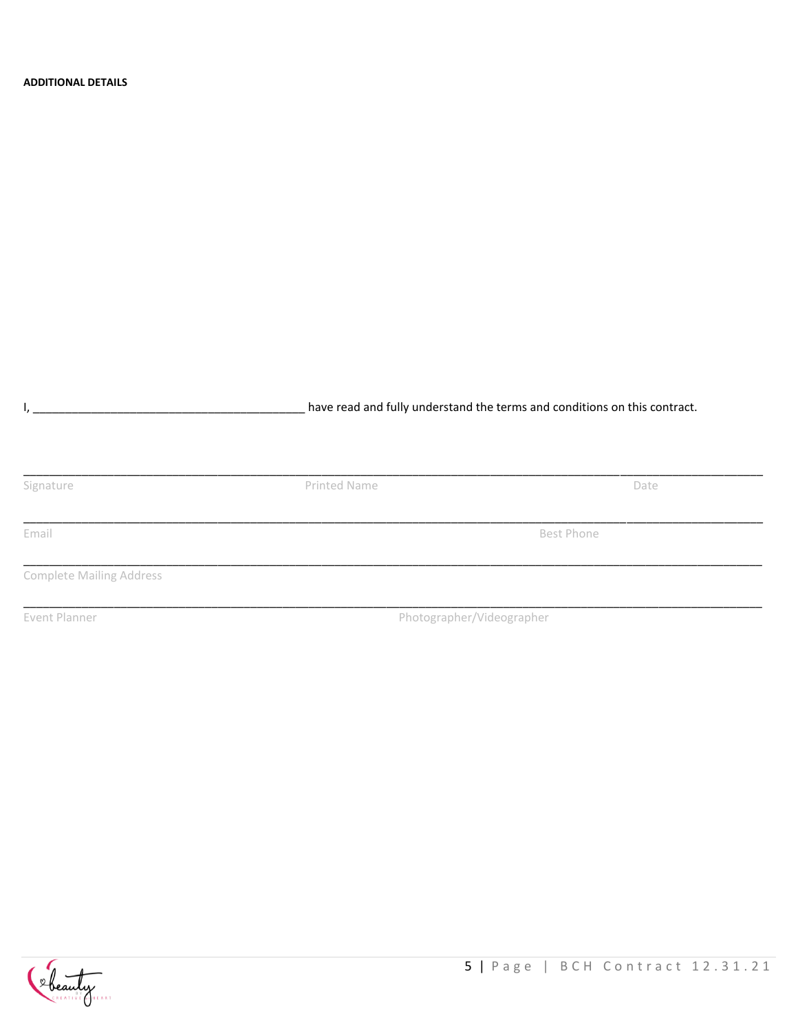**ADDITIONAL DETAILS**

I, ___________________________________________ have read and fully understand the terms and conditions on this contract.

_____________________________________________________________________________________________________________

Signature                                   Printed Name                                   Date

_____________________________________________________________________________________________________________

Email                                   Best Phone

_____________________________________________________________________________________________________________

Complete Mailing Address

_____________________________________________________________________________________________________________

Event Planner                                   Photographer/Videographer